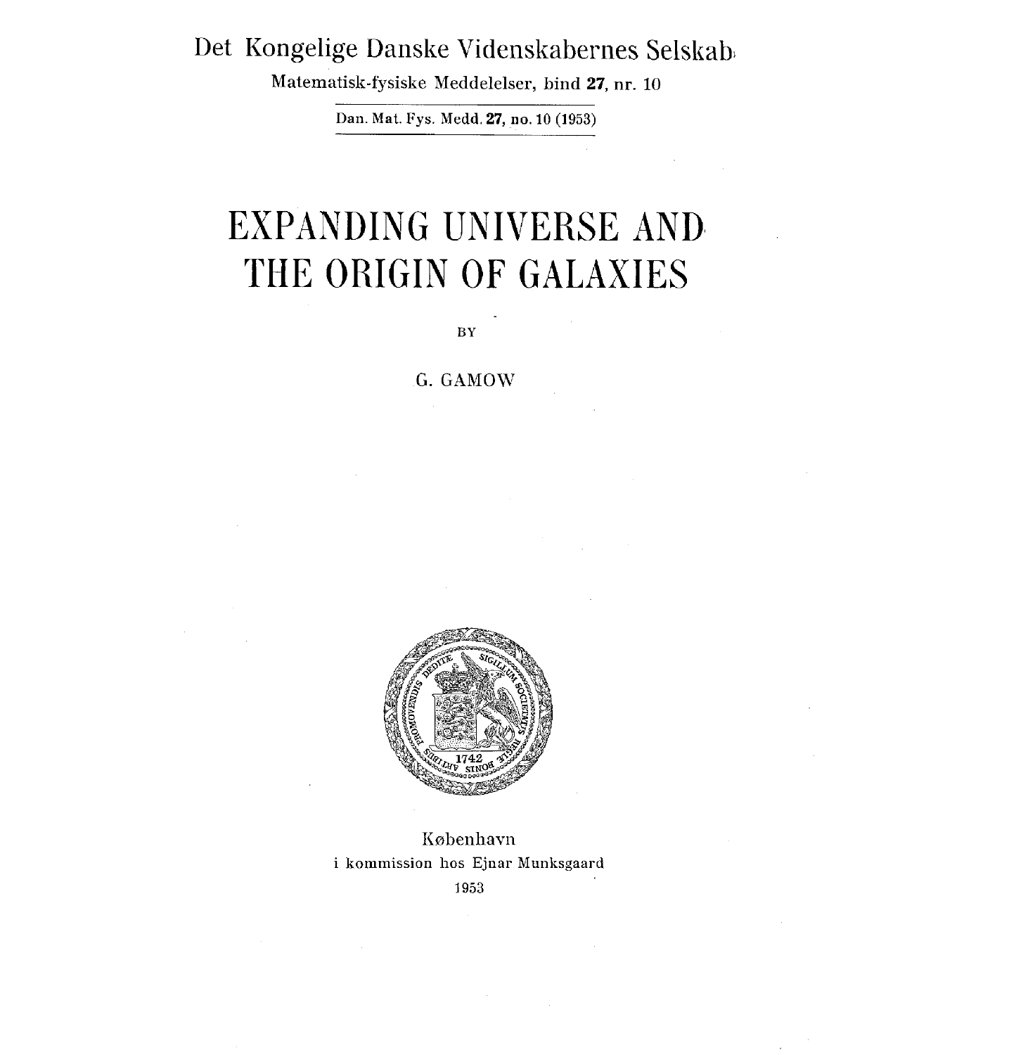Det Kongelige Danske Videnskabernes Selskab

Matematisk-fysiske Meddelelser, bind **27**, nr. 10

Dan. Mat. Fys. Medd. **27**, no. 10 (1953)

# EXPANDING UNIVERSE AND THE ORIGIN OF GALAXIES

BY

G. GAMOW

København
i kommission hos Ejnar Munksgaard
1953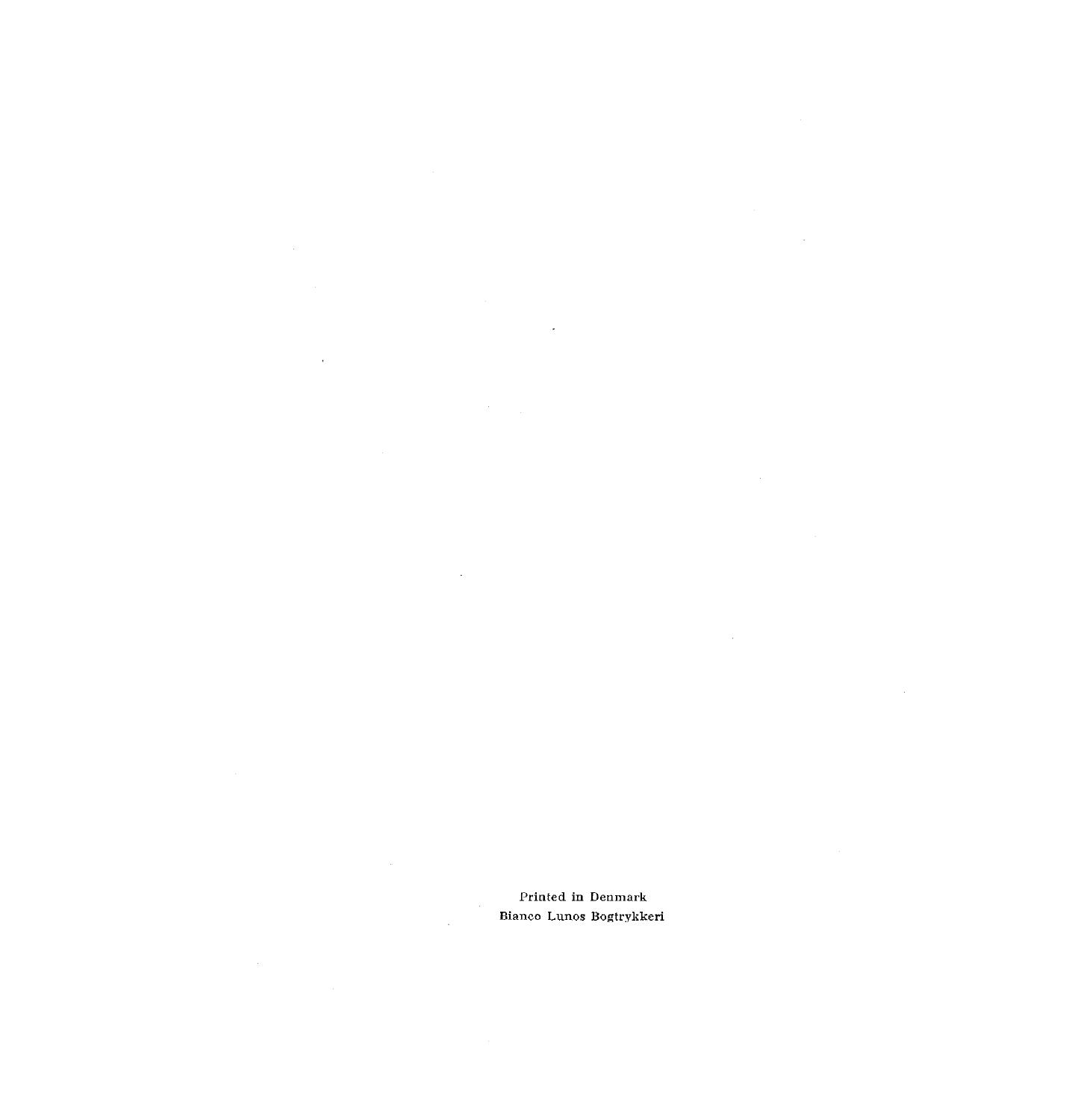Printed in Denmark
Bianco Lunos Bogtrykkeri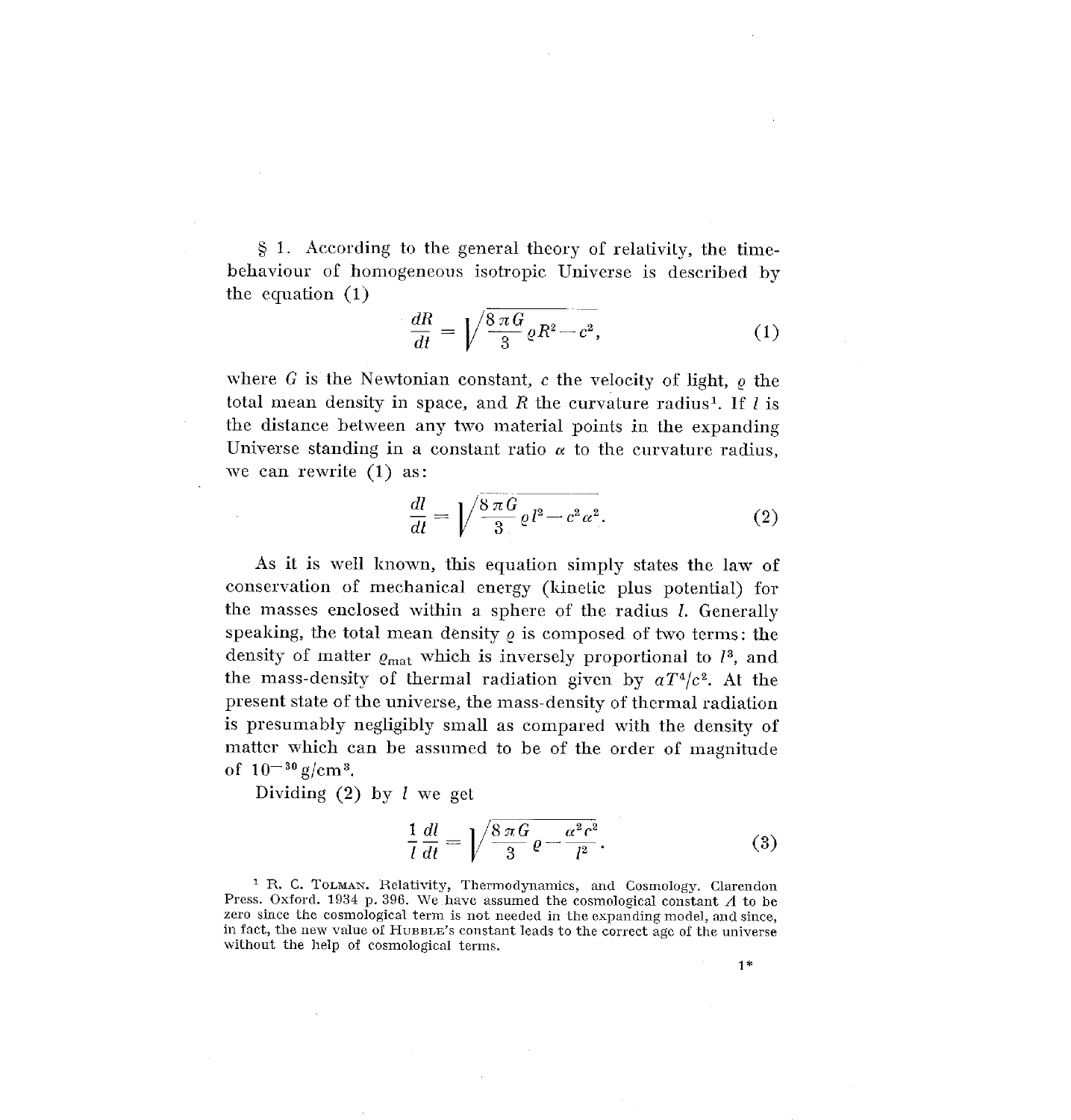§ 1. According to the general theory of relativity, the time-behaviour of homogeneous isotropic Universe is described by the equation (1)

$$\frac{dR}{dt} = \sqrt{\frac{8\pi G}{3}\varrho R^2 - c^2}, \tag{1}$$

where $G$ is the Newtonian constant, $c$ the velocity of light, $\varrho$ the total mean density in space, and $R$ the curvature radius[1]. If $l$ is the distance between any two material points in the expanding Universe standing in a constant ratio $\alpha$ to the curvature radius, we can rewrite (1) as:

$$\frac{dl}{dt} = \sqrt{\frac{8\pi G}{3}\varrho l^2 - c^2\alpha^2}. \tag{2}$$

As it is well known, this equation simply states the law of conservation of mechanical energy (kinetic plus potential) for the masses enclosed within a sphere of the radius $l$. Generally speaking, the total mean density $\varrho$ is composed of two terms: the density of matter $\varrho_{\text{mat}}$ which is inversely proportional to $l^3$, and the mass-density of thermal radiation given by $aT^4/c^2$. At the present state of the universe, the mass-density of thermal radiation is presumably negligibly small as compared with the density of matter which can be assumed to be of the order of magnitude of $10^{-30}\,\text{g/cm}^3$.

Dividing (2) by $l$ we get

$$\frac{1}{l}\frac{dl}{dt} = \sqrt{\frac{8\pi G}{3}\varrho - \frac{\alpha^2 c^2}{l^2}}. \tag{3}$$

[1] R. C. Tolman. Relativity, Thermodynamics, and Cosmology. Clarendon Press. Oxford. 1934 p. 396. We have assumed the cosmological constant $\Lambda$ to be zero since the cosmological term is not needed in the expanding model, and since, in fact, the new value of Hubble's constant leads to the correct age of the universe without the help of cosmological terms.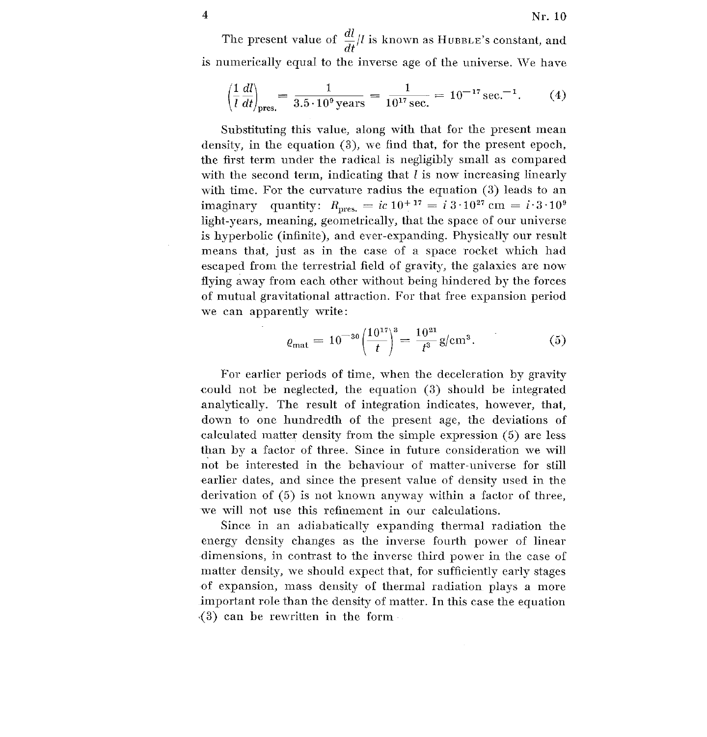The present value of $\frac{dl}{dt}/l$ is known as HUBBLE's constant, and is numerically equal to the inverse age of the universe. We have

$$\left(\frac{1}{l}\frac{dl}{dt}\right)_{\text{pres.}} = \frac{1}{3.5 \cdot 10^9 \text{ years}} = \frac{1}{10^{17} \text{ sec.}} = 10^{-17} \text{ sec.}^{-1}. \tag{4}$$

Substituting this value, along with that for the present mean density, in the equation (3), we find that, for the present epoch, the first term under the radical is negligibly small as compared with the second term, indicating that $l$ is now increasing linearly with time. For the curvature radius the equation (3) leads to an imaginary quantity: $R_{\text{pres.}} = ic\,10^{+17} = i\,3 \cdot 10^{27}$ cm $= i \cdot 3 \cdot 10^9$ light-years, meaning, geometrically, that the space of our universe is hyperbolic (infinite), and ever-expanding. Physically our result means that, just as in the case of a space rocket which had escaped from the terrestrial field of gravity, the galaxies are now flying away from each other without being hindered by the forces of mutual gravitational attraction. For that free expansion period we can apparently write:

$$\varrho_{\text{mat}} = 10^{-30}\left(\frac{10^{17}}{t}\right)^3 = \frac{10^{21}}{t^3} \text{ g/cm}^3. \tag{5}$$

For earlier periods of time, when the deceleration by gravity could not be neglected, the equation (3) should be integrated analytically. The result of integration indicates, however, that, down to one hundredth of the present age, the deviations of calculated matter density from the simple expression (5) are less than by a factor of three. Since in future consideration we will not be interested in the behaviour of matter-universe for still earlier dates, and since the present value of density used in the derivation of (5) is not known anyway within a factor of three, we will not use this refinement in our calculations.

Since in an adiabatically expanding thermal radiation the energy density changes as the inverse fourth power of linear dimensions, in contrast to the inverse third power in the case of matter density, we should expect that, for sufficiently early stages of expansion, mass density of thermal radiation plays a more important role than the density of matter. In this case the equation (3) can be rewritten in the form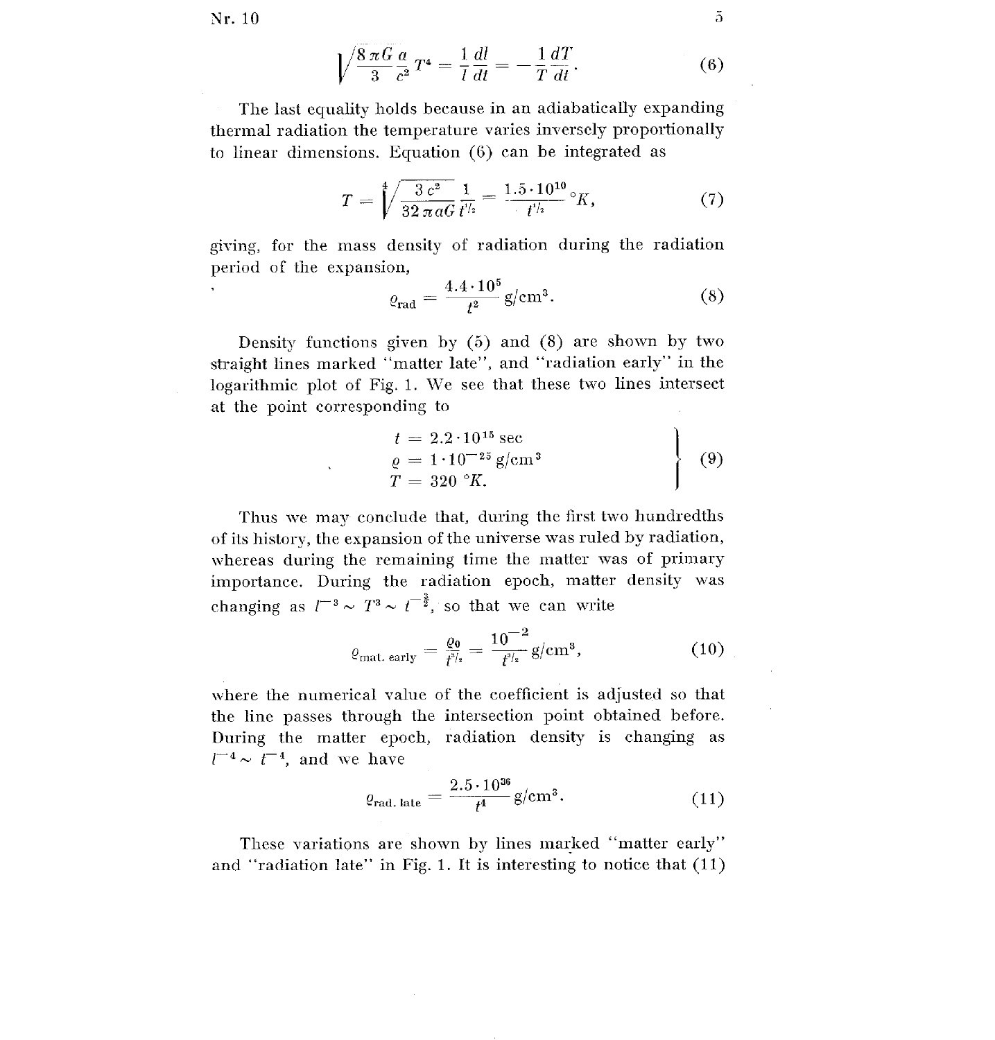$$\sqrt{\frac{8\pi G}{3}\frac{a}{c^2}}\,T^4 = \frac{1}{l}\frac{dl}{dt} = -\frac{1}{T}\frac{dT}{dt}. \tag{6}$$

The last equality holds because in an adiabatically expanding thermal radiation the temperature varies inversely proportionally to linear dimensions. Equation (6) can be integrated as

$$T = \sqrt[4]{\frac{3\,c^2}{32\,\pi a G}}\,\frac{1}{t^{1/2}} = \frac{1.5\cdot 10^{10}}{t^{1/2}}\,{}^\circ K, \tag{7}$$

giving, for the mass density of radiation during the radiation period of the expansion,

$$\varrho_{\text{rad}} = \frac{4.4\cdot 10^5}{t^2}\ \text{g/cm}^3. \tag{8}$$

Density functions given by (5) and (8) are shown by two straight lines marked "matter late", and "radiation early" in the logarithmic plot of Fig. 1. We see that these two lines intersect at the point corresponding to

$$\left.\begin{aligned} t &= 2.2\cdot 10^{15}\ \text{sec} \\ \varrho &= 1\cdot 10^{-25}\ \text{g/cm}^3 \\ T &= 320\ {}^\circ K. \end{aligned}\right\} \tag{9}$$

Thus we may conclude that, during the first two hundredths of its history, the expansion of the universe was ruled by radiation, whereas during the remaining time the matter was of primary importance. During the radiation epoch, matter density was changing as $l^{-3} \sim T^3 \sim t^{-\frac{3}{2}}$, so that we can write

$$\varrho_{\text{mat. early}} = \frac{\varrho_0}{t^{3/2}} = \frac{10^{-2}}{t^{3/2}}\ \text{g/cm}^3, \tag{10}$$

where the numerical value of the coefficient is adjusted so that the line passes through the intersection point obtained before. During the matter epoch, radiation density is changing as $l^{-4} \sim t^{-4}$, and we have

$$\varrho_{\text{rad. late}} = \frac{2.5\cdot 10^{36}}{t^4}\ \text{g/cm}^3. \tag{11}$$

These variations are shown by lines marked "matter early" and "radiation late" in Fig. 1. It is interesting to notice that (11)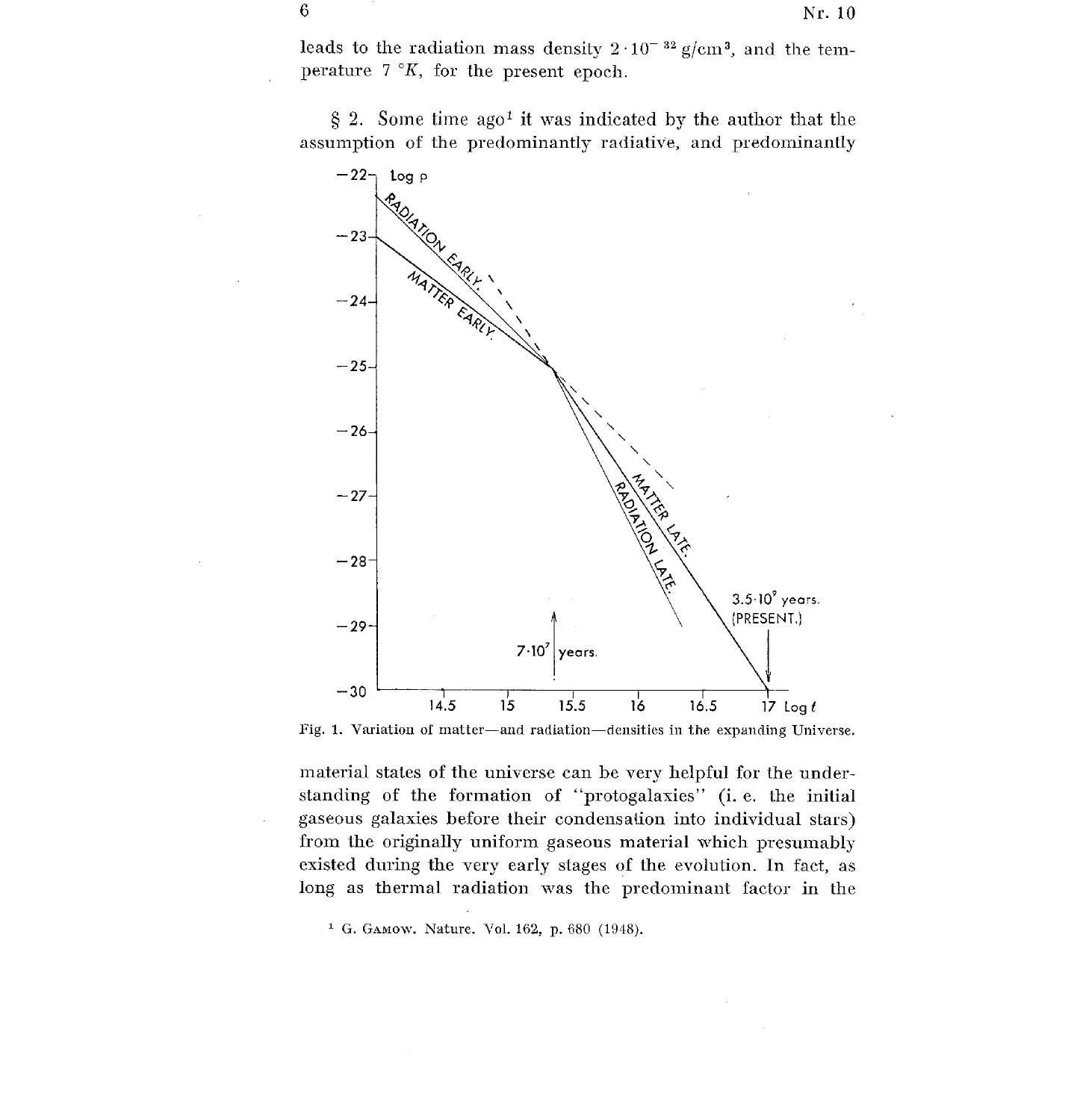leads to the radiation mass density $2 \cdot 10^{-32}\,\mathrm{g/cm^3}$, and the temperature $7\,^\circ K$, for the present epoch.

§ 2. Some time ago[1] it was indicated by the author that the assumption of the predominantly radiative, and predominantly

Fig. 1. Variation of matter—and radiation—densities in the expanding Universe.

material states of the universe can be very helpful for the understanding of the formation of "protogalaxies" (i. e. the initial gaseous galaxies before their condensation into individual stars) from the originally uniform gaseous material which presumably existed during the very early stages of the evolution. In fact, as long as thermal radiation was the predominant factor in the

[1] G. Gamow. Nature. Vol. 162, p. 680 (1948).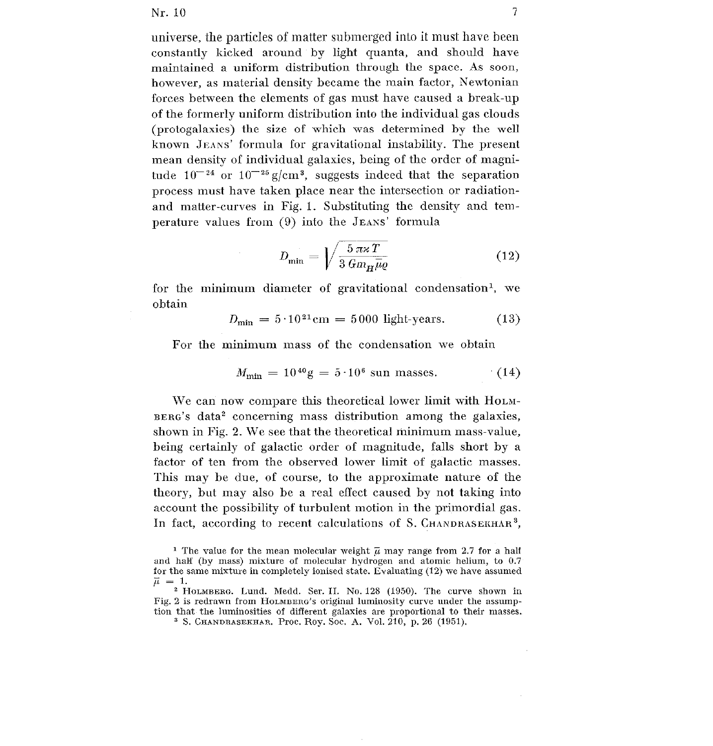universe, the particles of matter submerged into it must have been constantly kicked around by light quanta, and should have maintained a uniform distribution through the space. As soon, however, as material density became the main factor, Newtonian forces between the elements of gas must have caused a break-up of the formerly uniform distribution into the individual gas clouds (protogalaxies) the size of which was determined by the well known JEANS' formula for gravitational instability. The present mean density of individual galaxies, being of the order of magnitude $10^{-24}$ or $10^{-25}\,\mathrm{g/cm^3}$, suggests indeed that the separation process must have taken place near the intersection or radiation- and matter-curves in Fig. 1. Substituting the density and temperature values from (9) into the JEANS' formula

$$D_{\min} = \sqrt{\frac{5\,\pi \varkappa T}{3\,G m_H \bar{\mu} \varrho}} \tag{12}$$

for the minimum diameter of gravitational condensation[1], we obtain

$$D_{\min} = 5 \cdot 10^{21}\,\mathrm{cm} = 5000 \text{ light-years}. \tag{13}$$

For the minimum mass of the condensation we obtain

$$M_{\min} = 10^{40}\,\mathrm{g} = 5 \cdot 10^{6} \text{ sun masses}. \tag{14}$$

We can now compare this theoretical lower limit with HOLMBERG's data[2] concerning mass distribution among the galaxies, shown in Fig. 2. We see that the theoretical minimum mass-value, being certainly of galactic order of magnitude, falls short by a factor of ten from the observed lower limit of galactic masses. This may be due, of course, to the approximate nature of the theory, but may also be a real effect caused by not taking into account the possibility of turbulent motion in the primordial gas. In fact, according to recent calculations of S. CHANDRASEKHAR[3],

---

[1] The value for the mean molecular weight $\bar{\mu}$ may range from 2.7 for a half and half (by mass) mixture of molecular hydrogen and atomic helium, to 0.7 for the same mixture in completely ionised state. Evaluating (12) we have assumed $\bar{\mu} = 1$.

[2] HOLMBERG. Lund. Medd. Ser. II. No. 128 (1950). The curve shown in Fig. 2 is redrawn from HOLMBERG's original luminosity curve under the assumption that the luminosities of different galaxies are proportional to their masses.

[3] S. CHANDRASEKHAR, Proc. Roy. Soc. A. Vol. 210, p. 26 (1951).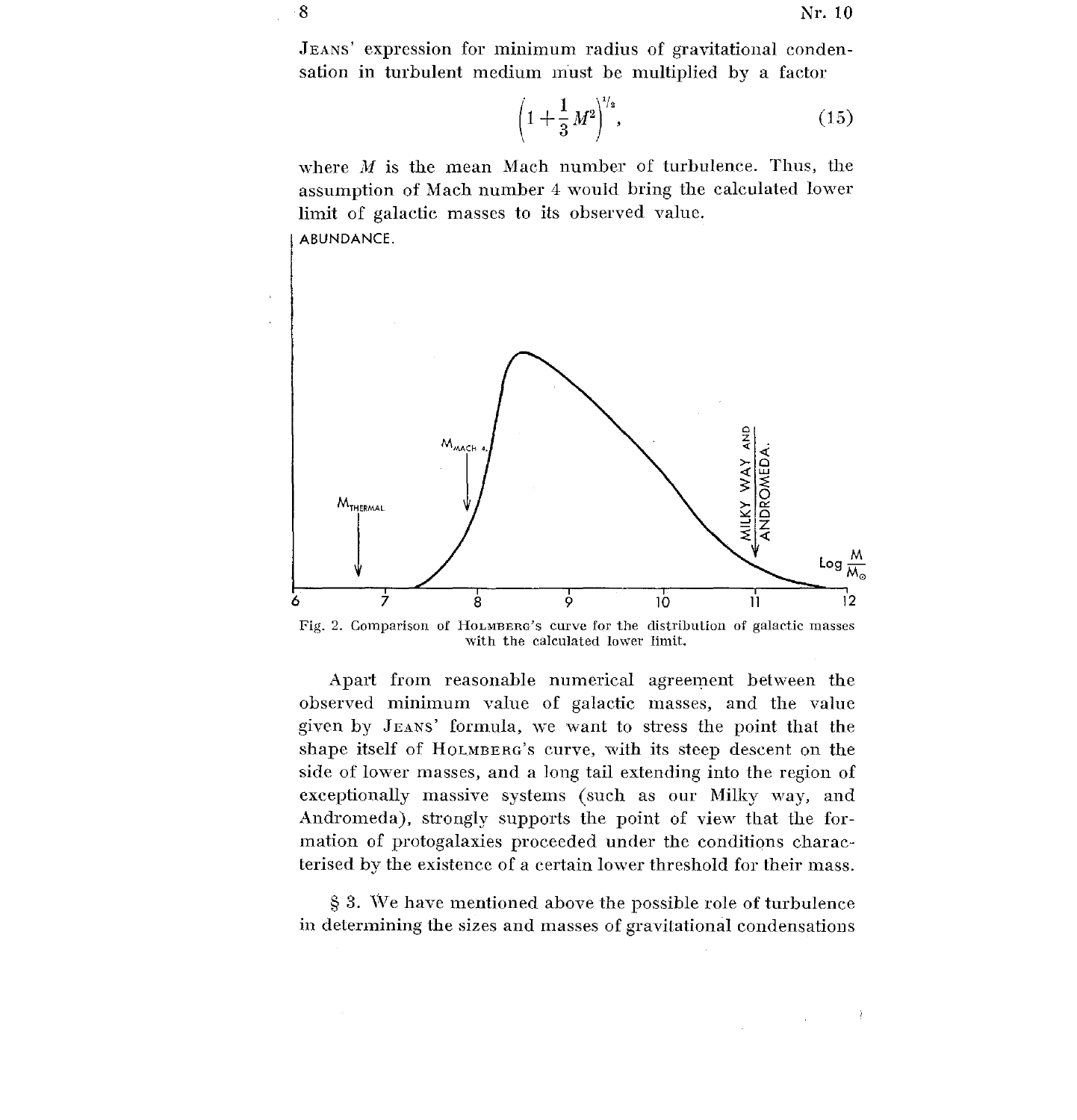JEANS' expression for minimum radius of gravitational condensation in turbulent medium must be multiplied by a factor

$$\left(1+\frac{1}{3}M^2\right)^{1/2}, \tag{15}$$

where $M$ is the mean Mach number of turbulence. Thus, the assumption of Mach number 4 would bring the calculated lower limit of galactic masses to its observed value.

Fig. 2. Comparison of HOLMBERG's curve for the distribution of galactic masses with the calculated lower limit.

Apart from reasonable numerical agreement between the observed minimum value of galactic masses, and the value given by JEANS' formula, we want to stress the point that the shape itself of HOLMBERG's curve, with its steep descent on the side of lower masses, and a long tail extending into the region of exceptionally massive systems (such as our Milky way, and Andromeda), strongly supports the point of view that the formation of protogalaxies proceeded under the conditions characterised by the existence of a certain lower threshold for their mass.

§ 3. We have mentioned above the possible role of turbulence in determining the sizes and masses of gravitational condensations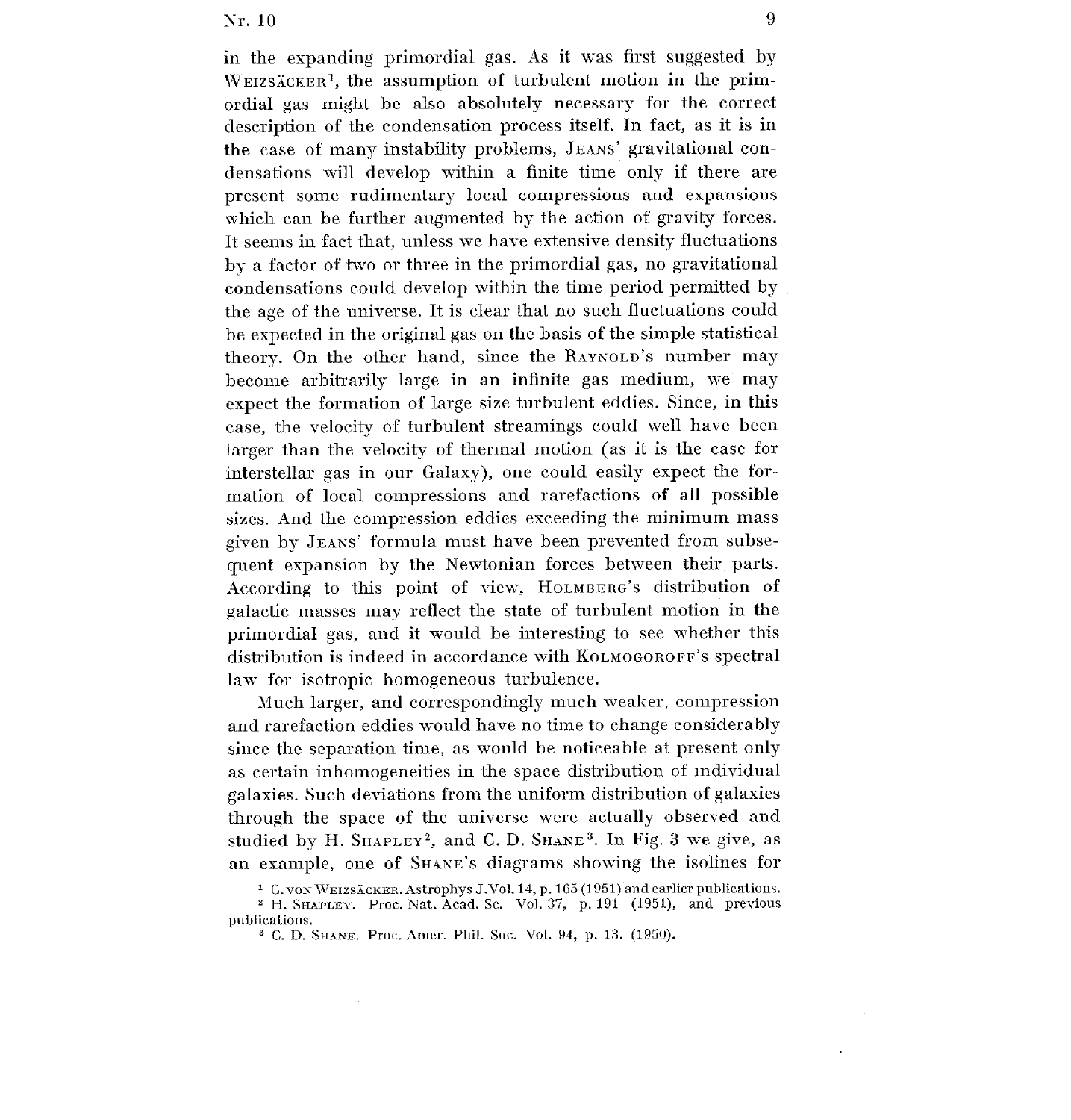in the expanding primordial gas. As it was first suggested by WEIZSÄCKER[1], the assumption of turbulent motion in the primordial gas might be also absolutely necessary for the correct description of the condensation process itself. In fact, as it is in the case of many instability problems, JEANS' gravitational condensations will develop within a finite time only if there are present some rudimentary local compressions and expansions which can be further augmented by the action of gravity forces. It seems in fact that, unless we have extensive density fluctuations by a factor of two or three in the primordial gas, no gravitational condensations could develop within the time period permitted by the age of the universe. It is clear that no such fluctuations could be expected in the original gas on the basis of the simple statistical theory. On the other hand, since the RAYNOLD's number may become arbitrarily large in an infinite gas medium, we may expect the formation of large size turbulent eddies. Since, in this case, the velocity of turbulent streamings could well have been larger than the velocity of thermal motion (as it is the case for interstellar gas in our Galaxy), one could easily expect the formation of local compressions and rarefactions of all possible sizes. And the compression eddies exceeding the minimum mass given by JEANS' formula must have been prevented from subsequent expansion by the Newtonian forces between their parts. According to this point of view, HOLMBERG's distribution of galactic masses may reflect the state of turbulent motion in the primordial gas, and it would be interesting to see whether this distribution is indeed in accordance with KOLMOGOROFF's spectral law for isotropic homogeneous turbulence.

Much larger, and correspondingly much weaker, compression and rarefaction eddies would have no time to change considerably since the separation time, as would be noticeable at present only as certain inhomogeneities in the space distribution of individual galaxies. Such deviations from the uniform distribution of galaxies through the space of the universe were actually observed and studied by H. SHAPLEY[2], and C. D. SHANE[3]. In Fig. 3 we give, as an example, one of SHANE's diagrams showing the isolines for

[1] C. VON WEIZSÄCKER. Astrophys J. Vol. 14, p. 165 (1951) and earlier publications.

[2] H. SHAPLEY. Proc. Nat. Acad. Sc. Vol. 37, p. 191 (1951), and previous publications.

[3] C. D. SHANE. Proc. Amer. Phil. Soc. Vol. 94, p. 13. (1950).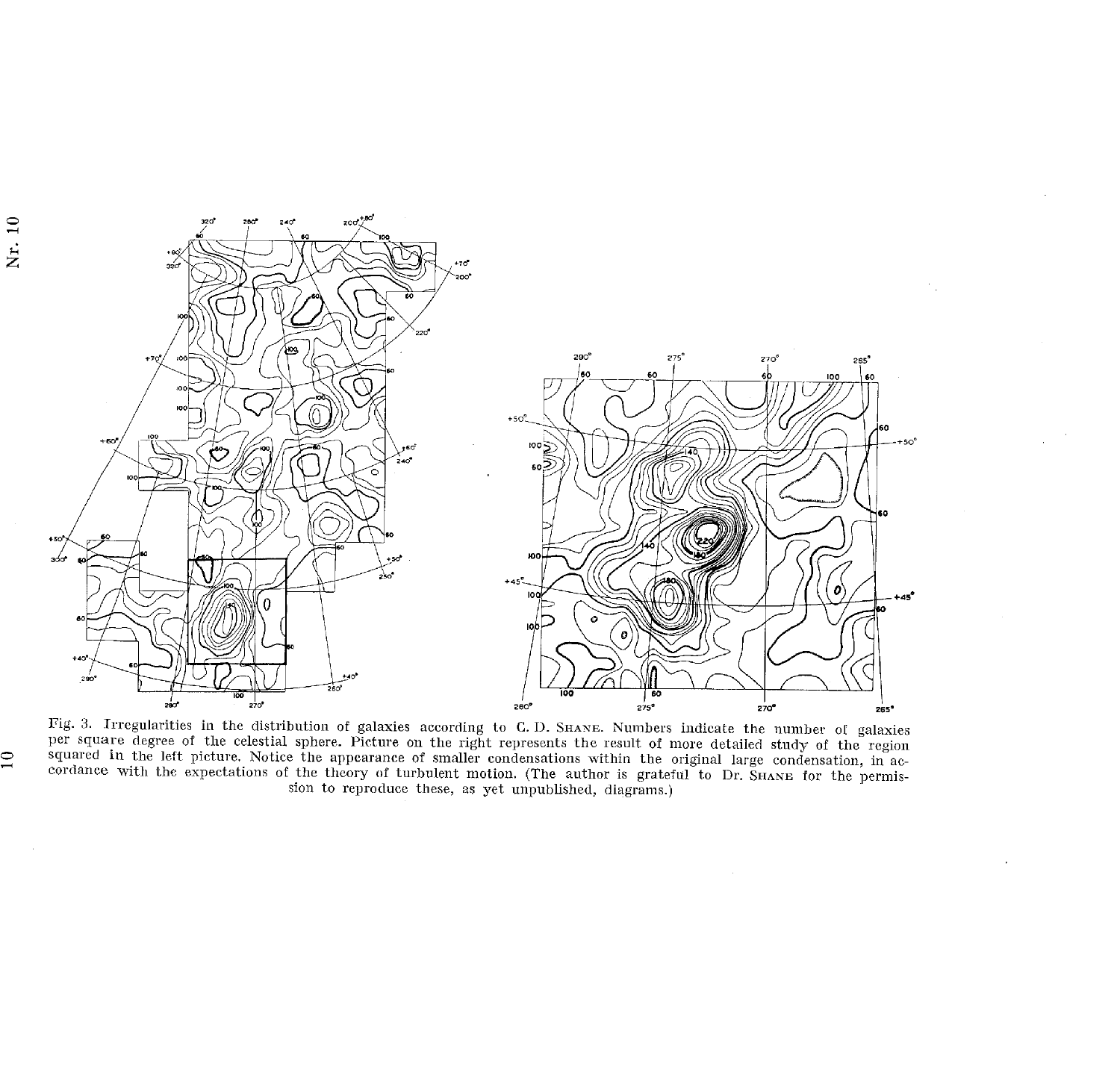Fig. 3. Irregularities in the distribution of galaxies according to C. D. Shane. Numbers indicate the number of galaxies per square degree of the celestial sphere. Picture on the right represents the result of more detailed study of the region squared in the left picture. Notice the appearance of smaller condensations within the original large condensation, in accordance with the expectations of the theory of turbulent motion. (The author is grateful to Dr. Shane for the permission to reproduce these, as yet unpublished, diagrams.)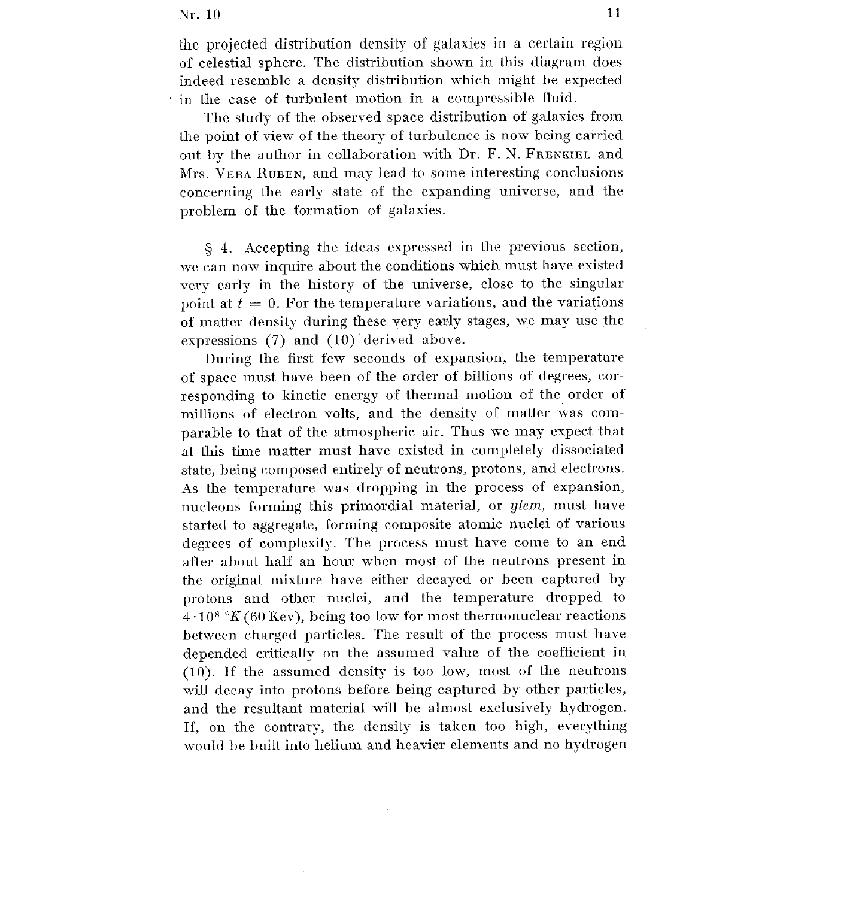the projected distribution density of galaxies in a certain region of celestial sphere. The distribution shown in this diagram does indeed resemble a density distribution which might be expected in the case of turbulent motion in a compressible fluid.

The study of the observed space distribution of galaxies from the point of view of the theory of turbulence is now being carried out by the author in collaboration with Dr. F. N. FRENKIEL and Mrs. VERA RUBEN, and may lead to some interesting conclusions concerning the early state of the expanding universe, and the problem of the formation of galaxies.

§ 4. Accepting the ideas expressed in the previous section, we can now inquire about the conditions which must have existed very early in the history of the universe, close to the singular point at $t = 0$. For the temperature variations, and the variations of matter density during these very early stages, we may use the expressions (7) and (10) derived above.

During the first few seconds of expansion, the temperature of space must have been of the order of billions of degrees, corresponding to kinetic energy of thermal motion of the order of millions of electron volts, and the density of matter was comparable to that of the atmospheric air. Thus we may expect that at this time matter must have existed in completely dissociated state, being composed entirely of neutrons, protons, and electrons. As the temperature was dropping in the process of expansion, nucleons forming this primordial material, or *ylem*, must have started to aggregate, forming composite atomic nuclei of various degrees of complexity. The process must have come to an end after about half an hour when most of the neutrons present in the original mixture have either decayed or been captured by protons and other nuclei, and the temperature dropped to $4 \cdot 10^8$ °$K$ (60 Kev), being too low for most thermonuclear reactions between charged particles. The result of the process must have depended critically on the assumed value of the coefficient in (10). If the assumed density is too low, most of the neutrons will decay into protons before being captured by other particles, and the resultant material will be almost exclusively hydrogen. If, on the contrary, the density is taken too high, everything would be built into helium and heavier elements and no hydrogen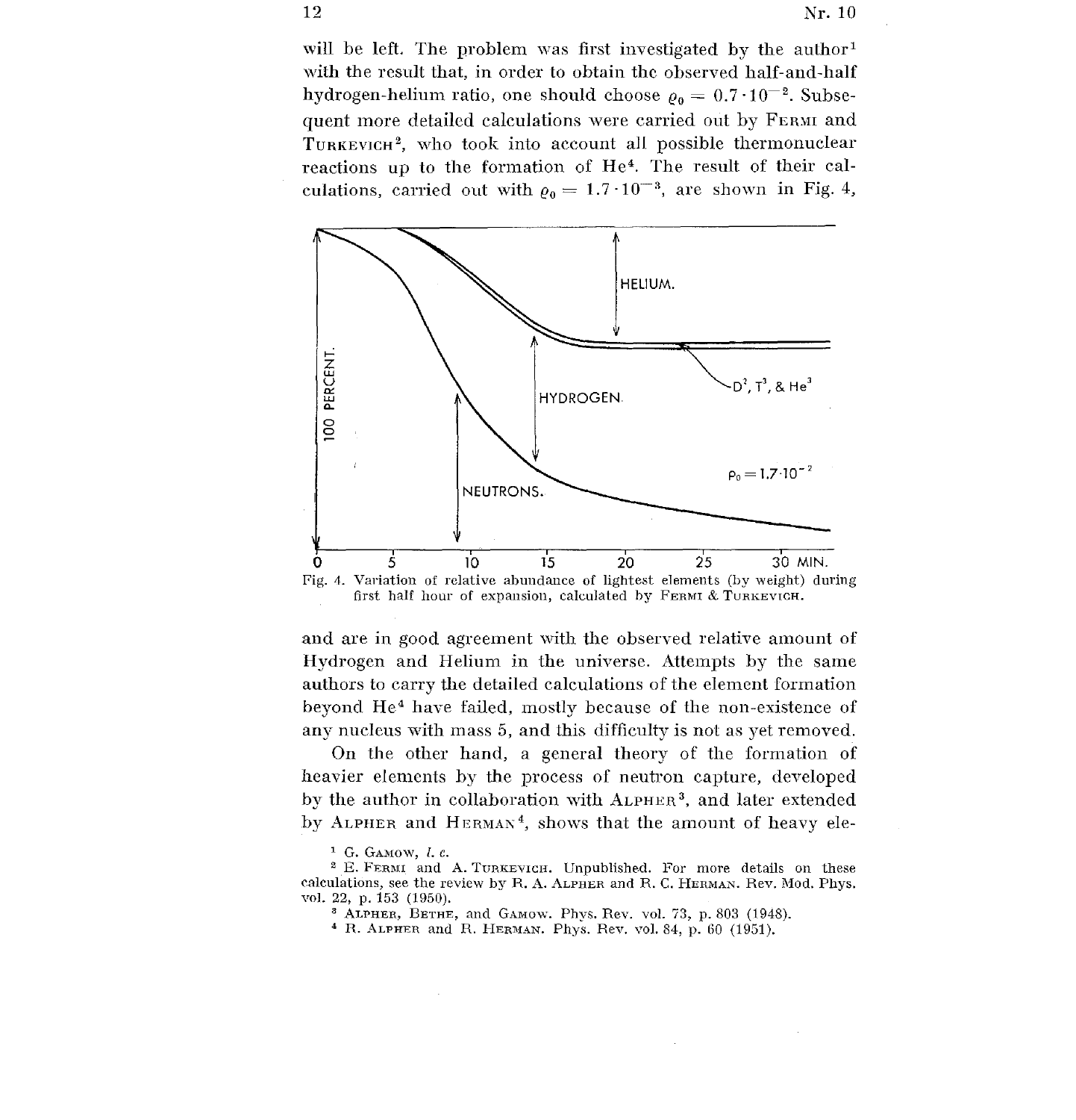will be left. The problem was first investigated by the author[1] with the result that, in order to obtain the observed half-and-half hydrogen-helium ratio, one should choose $\varrho_0 = 0.7 \cdot 10^{-2}$. Subsequent more detailed calculations were carried out by FERMI and TURKEVICH[2], who took into account all possible thermonuclear reactions up to the formation of $He^4$. The result of their calculations, carried out with $\varrho_0 = 1.7 \cdot 10^{-3}$, are shown in Fig. 4,

Fig. 4. Variation of relative abundance of lightest elements (by weight) during first half hour of expansion, calculated by FERMI & TURKEVICH.

and are in good agreement with the observed relative amount of Hydrogen and Helium in the universe. Attempts by the same authors to carry the detailed calculations of the element formation beyond $He^4$ have failed, mostly because of the non-existence of any nucleus with mass 5, and this difficulty is not as yet removed.

On the other hand, a general theory of the formation of heavier elements by the process of neutron capture, developed by the author in collaboration with ALPHER[3], and later extended by ALPHER and HERMAN[4], shows that the amount of heavy ele-

[1] G. GAMOW, *l. c.*

[2] E. FERMI and A. TURKEVICH. Unpublished. For more details on these calculations, see the review by R. A. ALPHER and R. C. HERMAN. Rev. Mod. Phys. vol. 22, p. 153 (1950).

[3] ALPHER, BETHE, and GAMOW. Phys. Rev. vol. 73, p. 803 (1948).

[4] R. ALPHER and R. HERMAN. Phys. Rev. vol. 84, p. 60 (1951).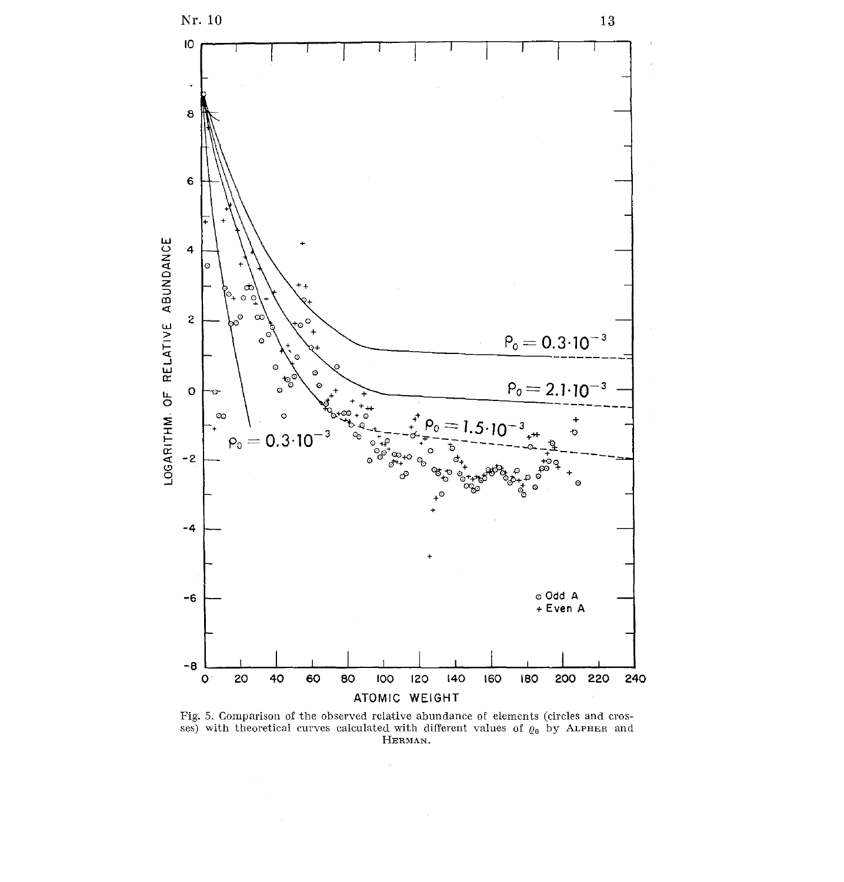Fig. 5. Comparison of the observed relative abundance of elements (circles and crosses) with theoretical curves calculated with different values of $\varrho_0$ by ALPHER and HERMAN.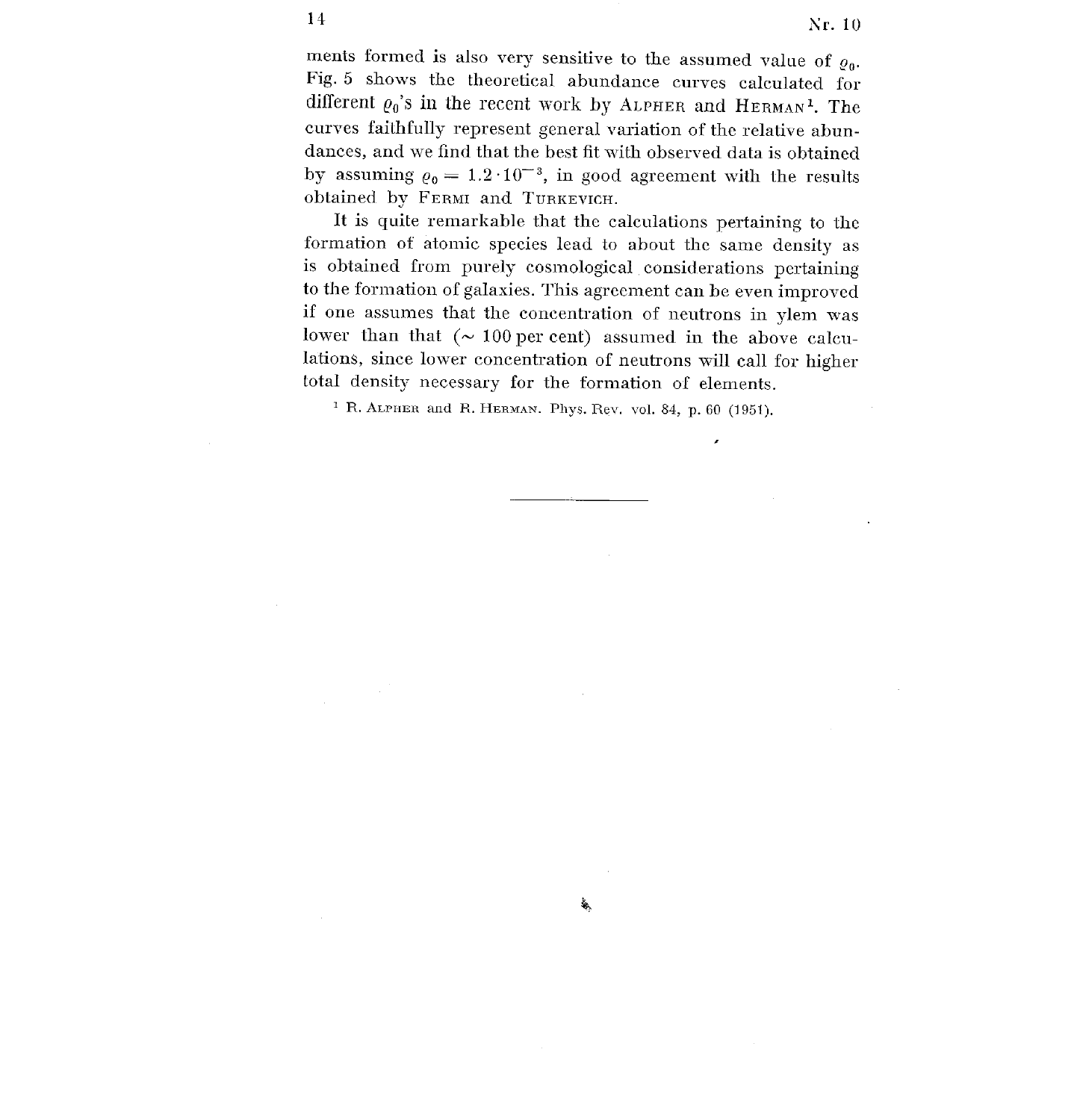ments formed is also very sensitive to the assumed value of $\varrho_0$. Fig. 5 shows the theoretical abundance curves calculated for different $\varrho_0$'s in the recent work by ALPHER and HERMAN[1]. The curves faithfully represent general variation of the relative abundances, and we find that the best fit with observed data is obtained by assuming $\varrho_0 = 1.2 \cdot 10^{-3}$, in good agreement with the results obtained by FERMI and TURKEVICH.

It is quite remarkable that the calculations pertaining to the formation of atomic species lead to about the same density as is obtained from purely cosmological considerations pertaining to the formation of galaxies. This agreement can be even improved if one assumes that the concentration of neutrons in ylem was lower than that ($\sim$ 100 per cent) assumed in the above calculations, since lower concentration of neutrons will call for higher total density necessary for the formation of elements.

[1] R. ALPHER and R. HERMAN. Phys. Rev. vol. 84, p. 60 (1951).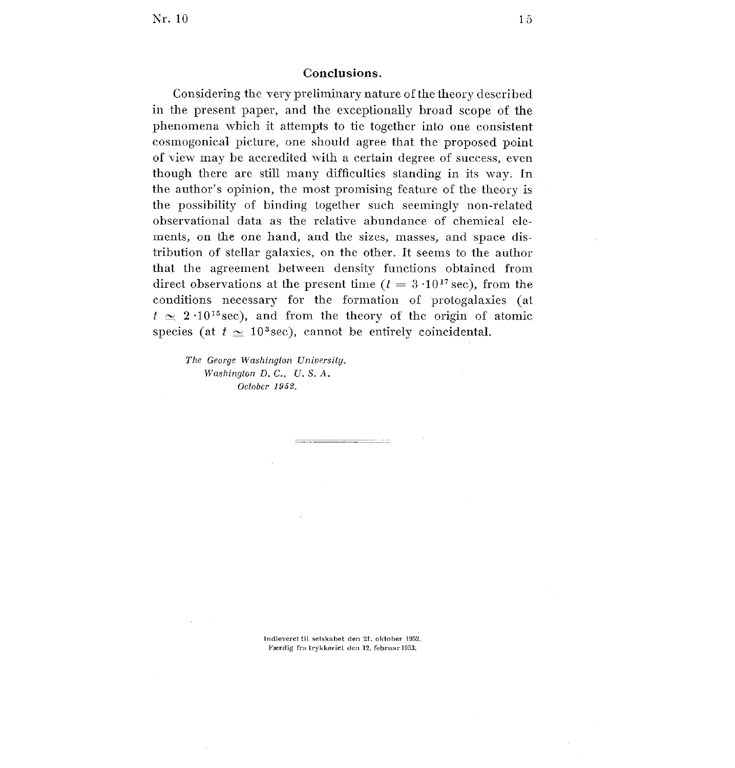## Conclusions.

Considering the very preliminary nature of the theory described in the present paper, and the exceptionally broad scope of the phenomena which it attempts to tie together into one consistent cosmogonical picture, one should agree that the proposed point of view may be accredited with a certain degree of success, even though there are still many difficulties standing in its way. In the author's opinion, the most promising feature of the theory is the possibility of binding together such seemingly non-related observational data as the relative abundance of chemical elements, on the one hand, and the sizes, masses, and space distribution of stellar galaxies, on the other. It seems to the author that the agreement between density functions obtained from direct observations at the present time ($t = 3 \cdot 10^{17}$ sec), from the conditions necessary for the formation of protogalaxies (at $t \simeq 2 \cdot 10^{15}$ sec), and from the theory of the origin of atomic species (at $t \simeq 10^{3}$ sec), cannot be entirely coincidental.

*The George Washington University.*
*Washington D. C., U. S. A.*
*October 1952.*

Indleveret til selskabet den 21. oktober 1952.
Færdig fra trykkeriet den 12. februar 1953.